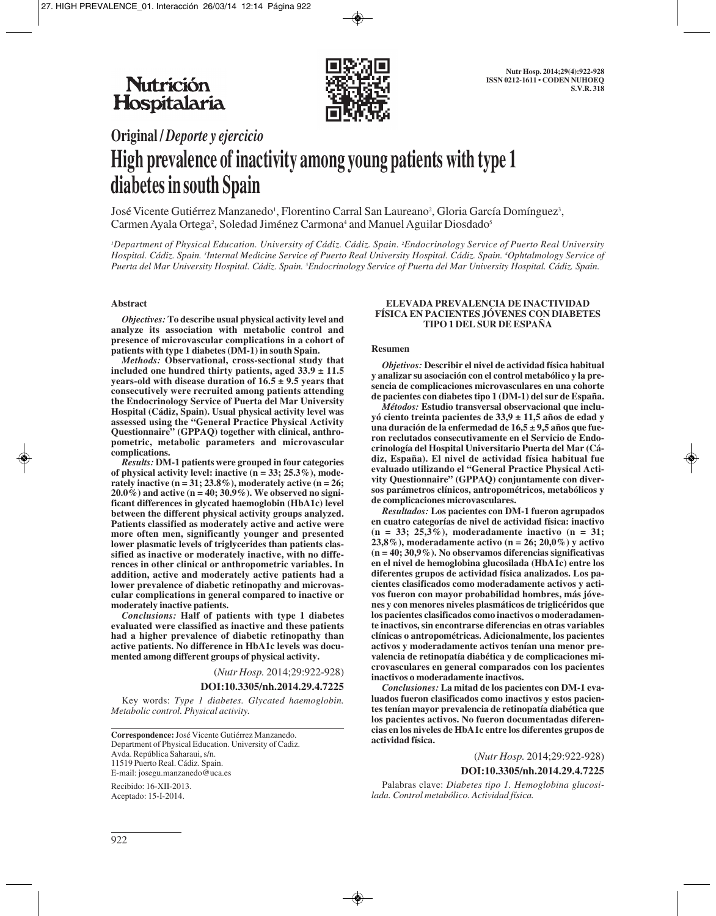# Original / *Deporte y ejercicio*

# High prevalence of inactivity among young patients with type 1 diabetes in south Spain

José Vicente Gutiérrez Manzanedo[1], Florentino Carral San Laureano[2], Gloria García Domínguez[3], Carmen Ayala Ortega[2], Soledad Jiménez Carmona[4] and Manuel Aguilar Diosdado[5]

[1]Department of Physical Education. University of Cádiz. Cádiz. Spain. [2]Endocrinology Service of Puerto Real University Hospital. Cádiz. Spain. [3]Internal Medicine Service of Puerto Real University Hospital. Cádiz. Spain. [4]Ophtalmology Service of Puerta del Mar University Hospital. Cádiz. Spain. [5]Endocrinology Service of Puerta del Mar University Hospital. Cádiz. Spain.

## Abstract

***Objectives:*** **To describe usual physical activity level and analyze its association with metabolic control and presence of microvascular complications in a cohort of patients with type 1 diabetes (DM-1) in south Spain.**

***Methods:*** **Observational, cross-sectional study that included one hundred thirty patients, aged 33.9 ± 11.5 years-old with disease duration of 16.5 ± 9.5 years that consecutively were recruited among patients attending the Endocrinology Service of Puerta del Mar University Hospital (Cádiz, Spain). Usual physical activity level was assessed using the "General Practice Physical Activity Questionnaire" (GPPAQ) together with clinical, anthropometric, metabolic parameters and microvascular complications.**

***Results:*** **DM-1 patients were grouped in four categories of physical activity level: inactive (n = 33; 25.3%), moderately inactive (n = 31; 23.8%), moderately active (n = 26; 20.0%) and active (n = 40; 30.9%). We observed no significant differences in glycated haemoglobin (HbA1c) level between the different physical activity groups analyzed. Patients classified as moderately active and active were more often men, significantly younger and presented lower plasmatic levels of triglycerides than patients classified as inactive or moderately inactive, with no differences in other clinical or anthropometric variables. In addition, active and moderately active patients had a lower prevalence of diabetic retinopathy and microvascular complications in general compared to inactive or moderately inactive patients.**

***Conclusions:*** **Half of patients with type 1 diabetes evaluated were classified as inactive and these patients had a higher prevalence of diabetic retinopathy than active patients. No difference in HbA1c levels was documented among different groups of physical activity.**

(*Nutr Hosp.* 2014;29:922-928)

**DOI:10.3305/nh.2014.29.4.7225**

Key words: *Type 1 diabetes. Glycated haemoglobin. Metabolic control. Physical activity.*

**ELEVADA PREVALENCIA DE INACTIVIDAD FÍSICA EN PACIENTES JÓVENES CON DIABETES TIPO 1 DEL SUR DE ESPAÑA**

## Resumen

***Objetivos:*** **Describir el nivel de actividad física habitual y analizar su asociación con el control metabólico y la presencia de complicaciones microvasculares en una cohorte de pacientes con diabetes tipo 1 (DM-1) del sur de España.**

***Métodos:*** **Estudio transversal observacional que incluyó ciento treinta pacientes de 33,9 ± 11,5 años de edad y una duración de la enfermedad de 16,5 ± 9,5 años que fueron reclutados consecutivamente en el Servicio de Endocrinología del Hospital Universitario Puerta del Mar (Cádiz, España). El nivel de actividad física habitual fue evaluado utilizando el "General Practice Physical Activity Questionnaire" (GPPAQ) conjuntamente con diversos parámetros clínicos, antropométricos, metabólicos y de complicaciones microvasculares.**

***Resultados:*** **Los pacientes con DM-1 fueron agrupados en cuatro categorías de nivel de actividad física: inactivo (n = 33; 25,3%), moderadamente inactivo (n = 31; 23,8%), moderadamente activo (n = 26; 20,0%) y activo (n = 40; 30,9%). No observamos diferencias significativas en el nivel de hemoglobina glucosilada (HbA1c) entre los diferentes grupos de actividad física analizados. Los pacientes clasificados como moderadamente activos y activos fueron con mayor probabilidad hombres, más jóvenes y con menores niveles plasmáticos de triglicéridos que los pacientes clasificados como inactivos o moderadamente inactivos, sin encontrarse diferencias en otras variables clínicas o antropométricas. Adicionalmente, los pacientes activos y moderadamente activos tenían una menor prevalencia de retinopatía diabética y de complicaciones microvasculares en general comparados con los pacientes inactivos o moderadamente inactivos.**

***Conclusiones:*** **La mitad de los pacientes con DM-1 evaluados fueron clasificados como inactivos y estos pacientes tenían mayor prevalencia de retinopatía diabética que los pacientes activos. No fueron documentadas diferencias en los niveles de HbA1c entre los diferentes grupos de actividad física.**

(*Nutr Hosp.* 2014;29:922-928)

**DOI:10.3305/nh.2014.29.4.7225**

Palabras clave: *Diabetes tipo 1. Hemoglobina glucosilada. Control metabólico. Actividad física.*

**Correspondence:** José Vicente Gutiérrez Manzanedo.
Department of Physical Education. University of Cadiz.
Avda. República Saharaui, s/n.
11519 Puerto Real. Cádiz. Spain.
E-mail: josegu.manzanedo@uca.es

Recibido: 16-XII-2013.
Aceptado: 15-I-2014.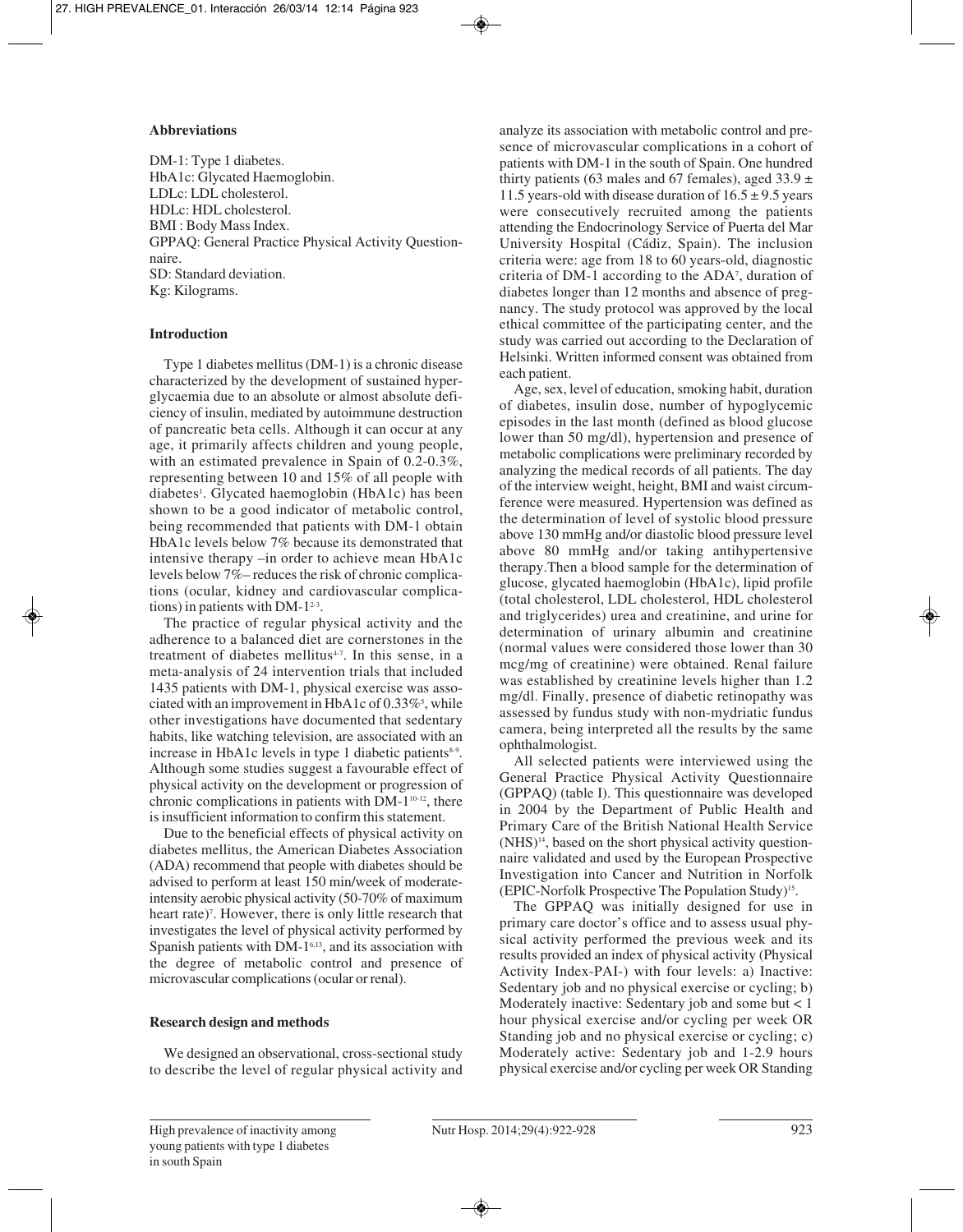### Abbreviations

DM-1: Type 1 diabetes.
HbA1c: Glycated Haemoglobin.
LDLc: LDL cholesterol.
HDLc: HDL cholesterol.
BMI : Body Mass Index.
GPPAQ: General Practice Physical Activity Questionnaire.
SD: Standard deviation.
Kg: Kilograms.

### Introduction

Type 1 diabetes mellitus (DM-1) is a chronic disease characterized by the development of sustained hyperglycaemia due to an absolute or almost absolute deficiency of insulin, mediated by autoimmune destruction of pancreatic beta cells. Although it can occur at any age, it primarily affects children and young people, with an estimated prevalence in Spain of 0.2-0.3%, representing between 10 and 15% of all people with diabetes[1]. Glycated haemoglobin (HbA1c) has been shown to be a good indicator of metabolic control, being recommended that patients with DM-1 obtain HbA1c levels below 7% because its demonstrated that intensive therapy –in order to achieve mean HbA1c levels below 7%– reduces the risk of chronic complications (ocular, kidney and cardiovascular complications) in patients with DM-1[2-3].

The practice of regular physical activity and the adherence to a balanced diet are cornerstones in the treatment of diabetes mellitus[4-7]. In this sense, in a meta-analysis of 24 intervention trials that included 1435 patients with DM-1, physical exercise was associated with an improvement in HbA1c of 0.33%[5], while other investigations have documented that sedentary habits, like watching television, are associated with an increase in HbA1c levels in type 1 diabetic patients[8-9]. Although some studies suggest a favourable effect of physical activity on the development or progression of chronic complications in patients with DM-1[10-12], there is insufficient information to confirm this statement.

Due to the beneficial effects of physical activity on diabetes mellitus, the American Diabetes Association (ADA) recommend that people with diabetes should be advised to perform at least 150 min/week of moderate-intensity aerobic physical activity (50-70% of maximum heart rate)[7]. However, there is only little research that investigates the level of physical activity performed by Spanish patients with DM-1[6,13], and its association with the degree of metabolic control and presence of microvascular complications (ocular or renal).

### Research design and methods

We designed an observational, cross-sectional study to describe the level of regular physical activity and analyze its association with metabolic control and presence of microvascular complications in a cohort of patients with DM-1 in the south of Spain. One hundred thirty patients (63 males and 67 females), aged 33.9 ± 11.5 years-old with disease duration of 16.5 ± 9.5 years were consecutively recruited among the patients attending the Endocrinology Service of Puerta del Mar University Hospital (Cádiz, Spain). The inclusion criteria were: age from 18 to 60 years-old, diagnostic criteria of DM-1 according to the ADA[7], duration of diabetes longer than 12 months and absence of pregnancy. The study protocol was approved by the local ethical committee of the participating center, and the study was carried out according to the Declaration of Helsinki. Written informed consent was obtained from each patient.

Age, sex, level of education, smoking habit, duration of diabetes, insulin dose, number of hypoglycemic episodes in the last month (defined as blood glucose lower than 50 mg/dl), hypertension and presence of metabolic complications were preliminary recorded by analyzing the medical records of all patients. The day of the interview weight, height, BMI and waist circumference were measured. Hypertension was defined as the determination of level of systolic blood pressure above 130 mmHg and/or diastolic blood pressure level above 80 mmHg and/or taking antihypertensive therapy.Then a blood sample for the determination of glucose, glycated haemoglobin (HbA1c), lipid profile (total cholesterol, LDL cholesterol, HDL cholesterol and triglycerides) urea and creatinine, and urine for determination of urinary albumin and creatinine (normal values were considered those lower than 30 mcg/mg of creatinine) were obtained. Renal failure was established by creatinine levels higher than 1.2 mg/dl. Finally, presence of diabetic retinopathy was assessed by fundus study with non-mydriatic fundus camera, being interpreted all the results by the same ophthalmologist.

All selected patients were interviewed using the General Practice Physical Activity Questionnaire (GPPAQ) (table I). This questionnaire was developed in 2004 by the Department of Public Health and Primary Care of the British National Health Service (NHS)[14], based on the short physical activity questionnaire validated and used by the European Prospective Investigation into Cancer and Nutrition in Norfolk (EPIC-Norfolk Prospective The Population Study)[15].

The GPPAQ was initially designed for use in primary care doctor's office and to assess usual physical activity performed the previous week and its results provided an index of physical activity (Physical Activity Index-PAI-) with four levels: a) Inactive: Sedentary job and no physical exercise or cycling; b) Moderately inactive: Sedentary job and some but < 1 hour physical exercise and/or cycling per week OR Standing job and no physical exercise or cycling; c) Moderately active: Sedentary job and 1-2.9 hours physical exercise and/or cycling per week OR Standing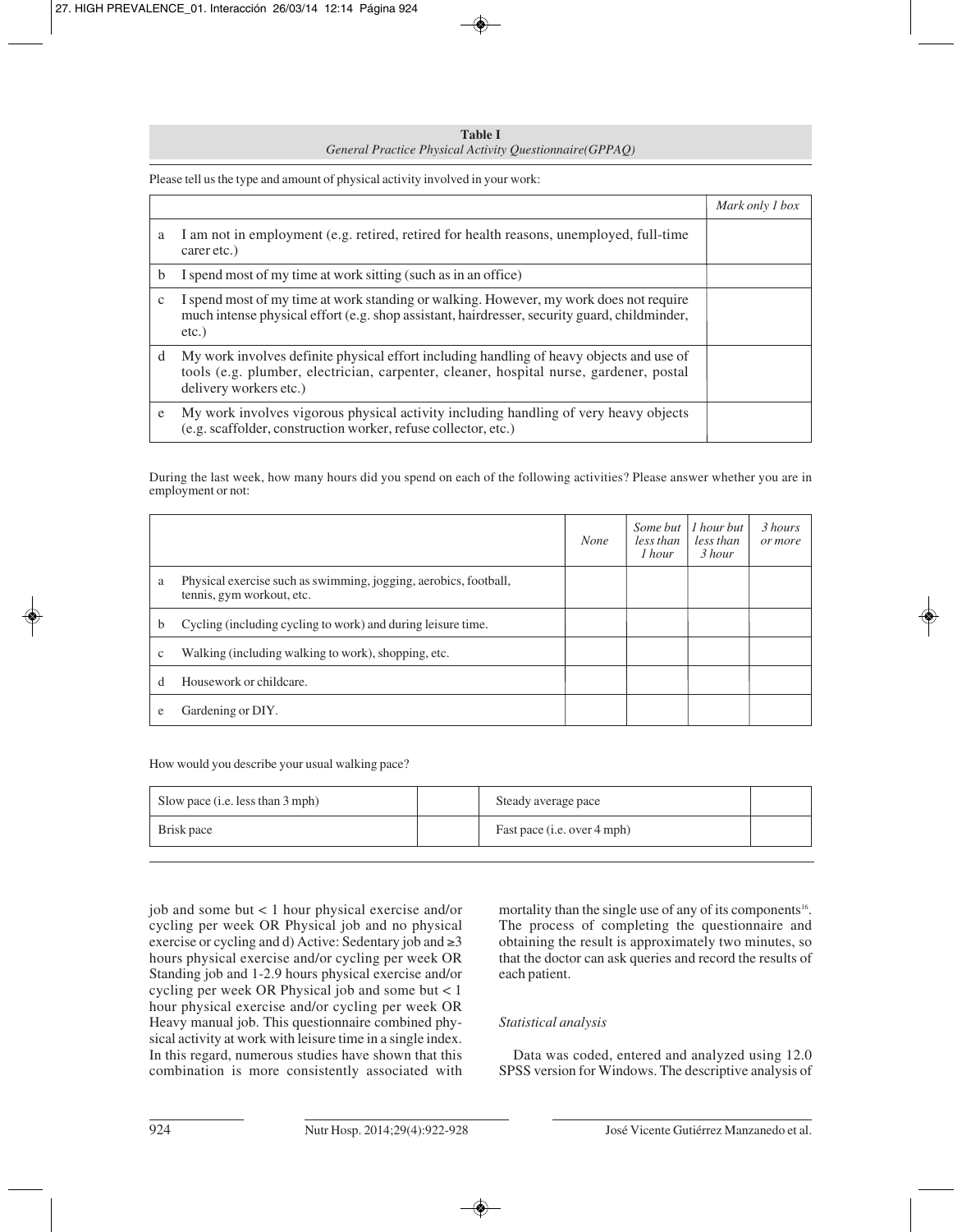**Table I**
*General Practice Physical Activity Questionnaire(GPPAQ)*

Please tell us the type and amount of physical activity involved in your work:

| | | *Mark only 1 box* |
|---|---|---|
| a | I am not in employment (e.g. retired, retired for health reasons, unemployed, full-time carer etc.) | |
| b | I spend most of my time at work sitting (such as in an office) | |
| c | I spend most of my time at work standing or walking. However, my work does not require much intense physical effort (e.g. shop assistant, hairdresser, security guard, childminder, etc.) | |
| d | My work involves definite physical effort including handling of heavy objects and use of tools (e.g. plumber, electrician, carpenter, cleaner, hospital nurse, gardener, postal delivery workers etc.) | |
| e | My work involves vigorous physical activity including handling of very heavy objects (e.g. scaffolder, construction worker, refuse collector, etc.) | |

During the last week, how many hours did you spend on each of the following activities? Please answer whether you are in employment or not:

| | | *None* | *Some but less than 1 hour* | *1 hour but less than 3 hour* | *3 hours or more* |
|---|---|---|---|---|---|
| a | Physical exercise such as swimming, jogging, aerobics, football, tennis, gym workout, etc. | | | | |
| b | Cycling (including cycling to work) and during leisure time. | | | | |
| c | Walking (including walking to work), shopping, etc. | | | | |
| d | Housework or childcare. | | | | |
| e | Gardening or DIY. | | | | |

How would you describe your usual walking pace?

| | | | |
|---|---|---|---|
| Slow pace (i.e. less than 3 mph) | | Steady average pace | |
| Brisk pace | | Fast pace (i.e. over 4 mph) | |

job and some but < 1 hour physical exercise and/or cycling per week OR Physical job and no physical exercise or cycling and d) Active: Sedentary job and ≥3 hours physical exercise and/or cycling per week OR Standing job and 1-2.9 hours physical exercise and/or cycling per week OR Physical job and some but < 1 hour physical exercise and/or cycling per week OR Heavy manual job. This questionnaire combined physical activity at work with leisure time in a single index. In this regard, numerous studies have shown that this combination is more consistently associated with mortality than the single use of any of its components[16]. The process of completing the questionnaire and obtaining the result is approximately two minutes, so that the doctor can ask queries and record the results of each patient.

### *Statistical analysis*

Data was coded, entered and analyzed using 12.0 SPSS version for Windows. The descriptive analysis of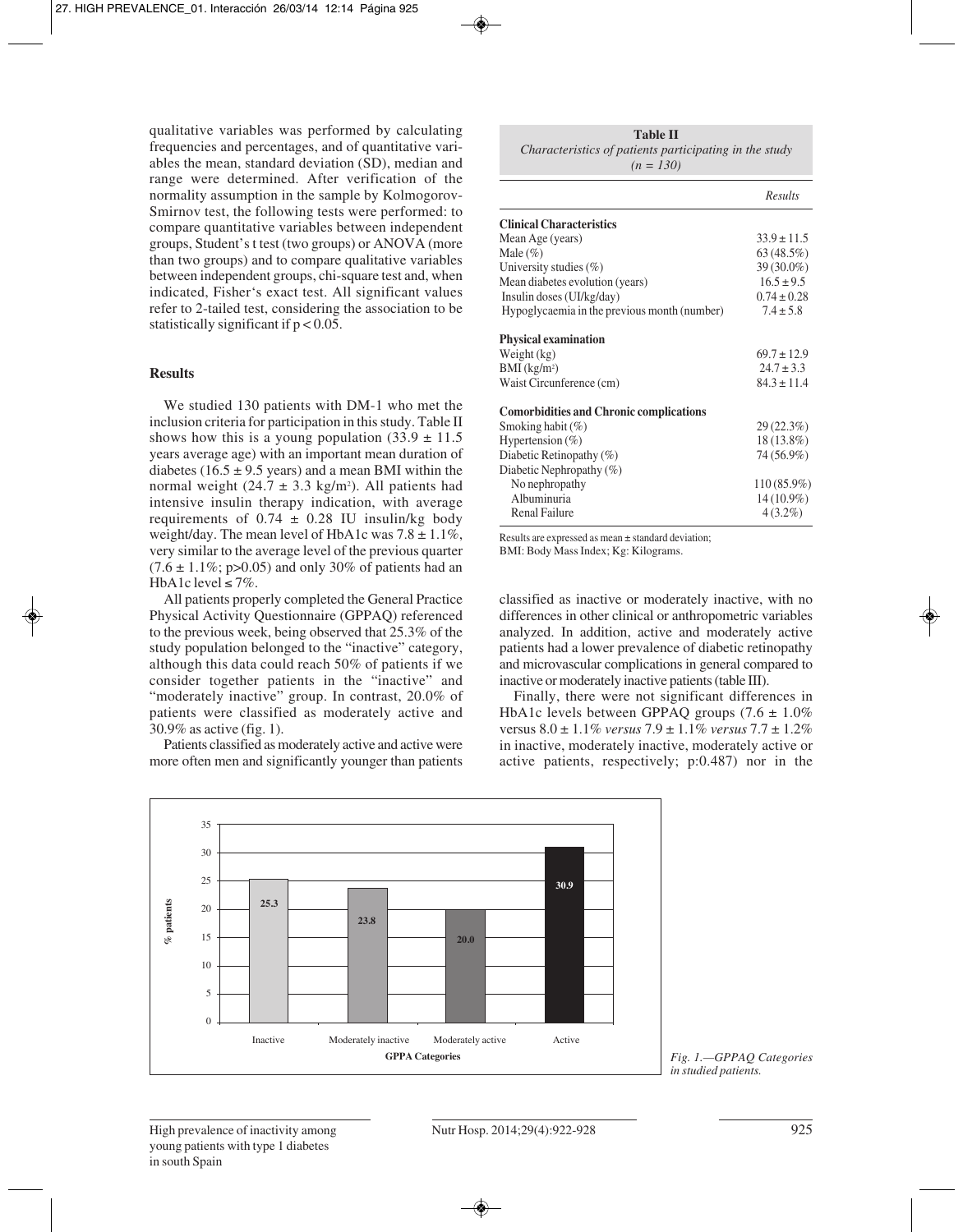qualitative variables was performed by calculating frequencies and percentages, and of quantitative variables the mean, standard deviation (SD), median and range were determined. After verification of the normality assumption in the sample by Kolmogorov-Smirnov test, the following tests were performed: to compare quantitative variables between independent groups, Student's t test (two groups) or ANOVA (more than two groups) and to compare qualitative variables between independent groups, chi-square test and, when indicated, Fisher's exact test. All significant values refer to 2-tailed test, considering the association to be statistically significant if $p < 0.05$.

## Results

We studied 130 patients with DM-1 who met the inclusion criteria for participation in this study. Table II shows how this is a young population ($33.9 \pm 11.5$ years average age) with an important mean duration of diabetes ($16.5 \pm 9.5$ years) and a mean BMI within the normal weight ($24.7 \pm 3.3$ kg/m$^2$). All patients had intensive insulin therapy indication, with average requirements of $0.74 \pm 0.28$ IU insulin/kg body weight/day. The mean level of HbA1c was $7.8 \pm 1.1\%$, very similar to the average level of the previous quarter ($7.6 \pm 1.1\%$; $p>0.05$) and only 30% of patients had an HbA1c level $\leq 7\%$.

All patients properly completed the General Practice Physical Activity Questionnaire (GPPAQ) referenced to the previous week, being observed that 25.3% of the study population belonged to the "inactive" category, although this data could reach 50% of patients if we consider together patients in the "inactive" and "moderately inactive" group. In contrast, 20.0% of patients were classified as moderately active and 30.9% as active (fig. 1).

Patients classified as moderately active and active were more often men and significantly younger than patients classified as inactive or moderately inactive, with no differences in other clinical or anthropometric variables analyzed. In addition, active and moderately active patients had a lower prevalence of diabetic retinopathy and microvascular complications in general compared to inactive or moderately inactive patients (table III).

Finally, there were not significant differences in HbA1c levels between GPPAQ groups ($7.6 \pm 1.0\%$ versus $8.0 \pm 1.1\%$ *versus* $7.9 \pm 1.1\%$ *versus* $7.7 \pm 1.2\%$ in inactive, moderately inactive, moderately active or active patients, respectively; p:0.487) nor in the

**Table II**
*Characteristics of patients participating in the study (n = 130)*

| | *Results* |
|---|---|
| **Clinical Characteristics** | |
| Mean Age (years) | $33.9 \pm 11.5$ |
| Male (%) | 63 (48.5%) |
| University studies (%) | 39 (30.0%) |
| Mean diabetes evolution (years) | $16.5 \pm 9.5$ |
| Insulin doses (UI/kg/day) | $0.74 \pm 0.28$ |
| Hypoglycaemia in the previous month (number) | $7.4 \pm 5.8$ |
| **Physical examination** | |
| Weight (kg) | $69.7 \pm 12.9$ |
| BMI (kg/m$^2$) | $24.7 \pm 3.3$ |
| Waist Circunference (cm) | $84.3 \pm 11.4$ |
| **Comorbidities and Chronic complications** | |
| Smoking habit (%) | 29 (22.3%) |
| Hypertension (%) | 18 (13.8%) |
| Diabetic Retinopathy (%) | 74 (56.9%) |
| Diabetic Nephropathy (%) | |
| No nephropathy | 110 (85.9%) |
| Albuminuria | 14 (10.9%) |
| Renal Failure | 4 (3.2%) |

Results are expressed as mean ± standard deviation;
BMI: Body Mass Index; Kg: Kilograms.

| GPPA Categories | % patients |
|---|---|
| Inactive | 25.3 |
| Moderately inactive | 23.8 |
| Moderately active | 20.0 |
| Active | 30.9 |

*Fig. 1.—GPPAQ Categories in studied patients.*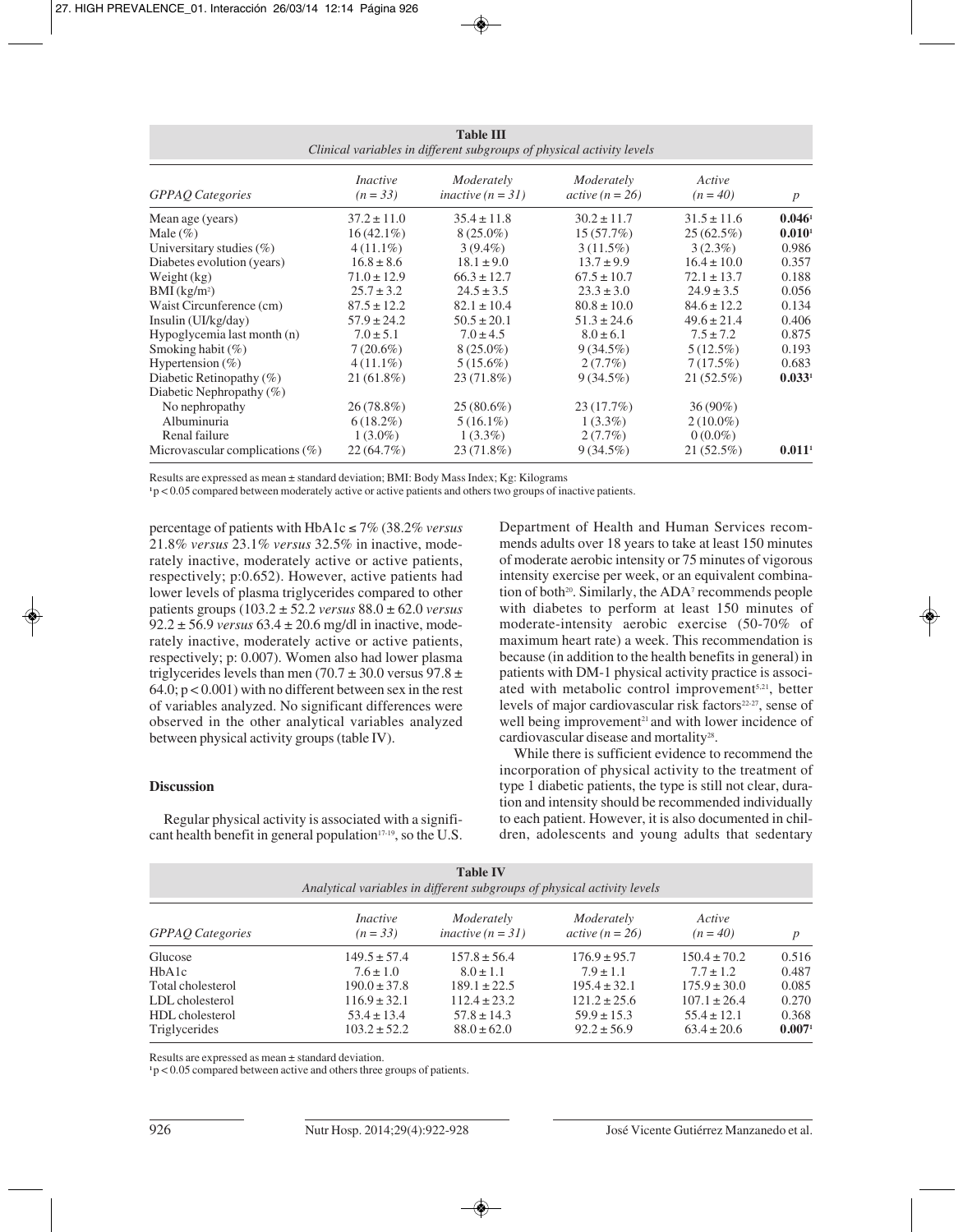**Table III**
*Clinical variables in different subgroups of physical activity levels*

| *GPPAQ Categories* | *Inactive (n = 33)* | *Moderately inactive (n = 31)* | *Moderately active (n = 26)* | *Active (n = 40)* | *p* |
|---|---|---|---|---|---|
| Mean age (years) | 37.2 ± 11.0 | 35.4 ± 11.8 | 30.2 ± 11.7 | 31.5 ± 11.6 | **0.046**[1] |
| Male (%) | 16 (42.1%) | 8 (25.0%) | 15 (57.7%) | 25 (62.5%) | **0.010**[1] |
| Universitary studies (%) | 4 (11.1%) | 3 (9.4%) | 3 (11.5%) | 3 (2.3%) | 0.986 |
| Diabetes evolution (years) | 16.8 ± 8.6 | 18.1 ± 9.0 | 13.7 ± 9.9 | 16.4 ± 10.0 | 0.357 |
| Weight (kg) | 71.0 ± 12.9 | 66.3 ± 12.7 | 67.5 ± 10.7 | 72.1 ± 13.7 | 0.188 |
| BMI ($kg/m^2$) | 25.7 ± 3.2 | 24.5 ± 3.5 | 23.3 ± 3.0 | 24.9 ± 3.5 | 0.056 |
| Waist Circumference (cm) | 87.5 ± 12.2 | 82.1 ± 10.4 | 80.8 ± 10.0 | 84.6 ± 12.2 | 0.134 |
| Insulin (UI/kg/day) | 57.9 ± 24.2 | 50.5 ± 20.1 | 51.3 ± 24.6 | 49.6 ± 21.4 | 0.406 |
| Hypoglycemia last month (n) | 7.0 ± 5.1 | 7.0 ± 4.5 | 8.0 ± 6.1 | 7.5 ± 7.2 | 0.875 |
| Smoking habit (%) | 7 (20.6%) | 8 (25.0%) | 9 (34.5%) | 5 (12.5%) | 0.193 |
| Hypertension (%) | 4 (11.1%) | 5 (15.6%) | 2 (7.7%) | 7 (17.5%) | 0.683 |
| Diabetic Retinopathy (%) | 21 (61.8%) | 23 (71.8%) | 9 (34.5%) | 21 (52.5%) | **0.033**[1] |
| Diabetic Nephropathy (%) | | | | | |
| No nephropathy | 26 (78.8%) | 25 (80.6%) | 23 (17.7%) | 36 (90%) | |
| Albuminuria | 6 (18.2%) | 5 (16.1%) | 1 (3.3%) | 2 (10.0%) | |
| Renal failure | 1 (3.0%) | 1 (3.3%) | 2 (7.7%) | 0 (0.0%) | |
| Microvascular complications (%) | 22 (64.7%) | 23 (71.8%) | 9 (34.5%) | 21 (52.5%) | **0.011**[1] |

Results are expressed as mean ± standard deviation; BMI: Body Mass Index; Kg: Kilograms
[1]$p < 0.05$ compared between moderately active or active patients and others two groups of inactive patients.

percentage of patients with HbA1c ≤ 7% (38.2% *versus* 21.8% *versus* 23.1% *versus* 32.5% in inactive, moderately inactive, moderately active or active patients, respectively; p:0.652). However, active patients had lower levels of plasma triglycerides compared to other patients groups (103.2 ± 52.2 *versus* 88.0 ± 62.0 *versus* 92.2 ± 56.9 *versus* 63.4 ± 20.6 mg/dl in inactive, moderately inactive, moderately active or active patients, respectively; p: 0.007). Women also had lower plasma triglycerides levels than men (70.7 ± 30.0 versus 97.8 ± 64.0; $p < 0.001$) with no different between sex in the rest of variables analyzed. No significant differences were observed in the other analytical variables analyzed between physical activity groups (table IV).

## Discussion

Regular physical activity is associated with a significant health benefit in general population[17-19], so the U.S. Department of Health and Human Services recommends adults over 18 years to take at least 150 minutes of moderate aerobic intensity or 75 minutes of vigorous intensity exercise per week, or an equivalent combination of both[20]. Similarly, the ADA[7] recommends people with diabetes to perform at least 150 minutes of moderate-intensity aerobic exercise (50-70% of maximum heart rate) a week. This recommendation is because (in addition to the health benefits in general) in patients with DM-1 physical activity practice is associated with metabolic control improvement[5,21], better levels of major cardiovascular risk factors[22-27], sense of well being improvement[21] and with lower incidence of cardiovascular disease and mortality[28].

While there is sufficient evidence to recommend the incorporation of physical activity to the treatment of type 1 diabetic patients, the type is still not clear, duration and intensity should be recommended individually to each patient. However, it is also documented in children, adolescents and young adults that sedentary

**Table IV**
*Analytical variables in different subgroups of physical activity levels*

| *GPPAQ Categories* | *Inactive (n = 33)* | *Moderately inactive (n = 31)* | *Moderately active (n = 26)* | *Active (n = 40)* | *p* |
|---|---|---|---|---|---|
| Glucose | 149.5 ± 57.4 | 157.8 ± 56.4 | 176.9 ± 95.7 | 150.4 ± 70.2 | 0.516 |
| HbA1c | 7.6 ± 1.0 | 8.0 ± 1.1 | 7.9 ± 1.1 | 7.7 ± 1.2 | 0.487 |
| Total cholesterol | 190.0 ± 37.8 | 189.1 ± 22.5 | 195.4 ± 32.1 | 175.9 ± 30.0 | 0.085 |
| LDL cholesterol | 116.9 ± 32.1 | 112.4 ± 23.2 | 121.2 ± 25.6 | 107.1 ± 26.4 | 0.270 |
| HDL cholesterol | 53.4 ± 13.4 | 57.8 ± 14.3 | 59.9 ± 15.3 | 55.4 ± 12.1 | 0.368 |
| Triglycerides | 103.2 ± 52.2 | 88.0 ± 62.0 | 92.2 ± 56.9 | 63.4 ± 20.6 | **0.007**[1] |

Results are expressed as mean ± standard deviation.
[1]$p < 0.05$ compared between active and others three groups of patients.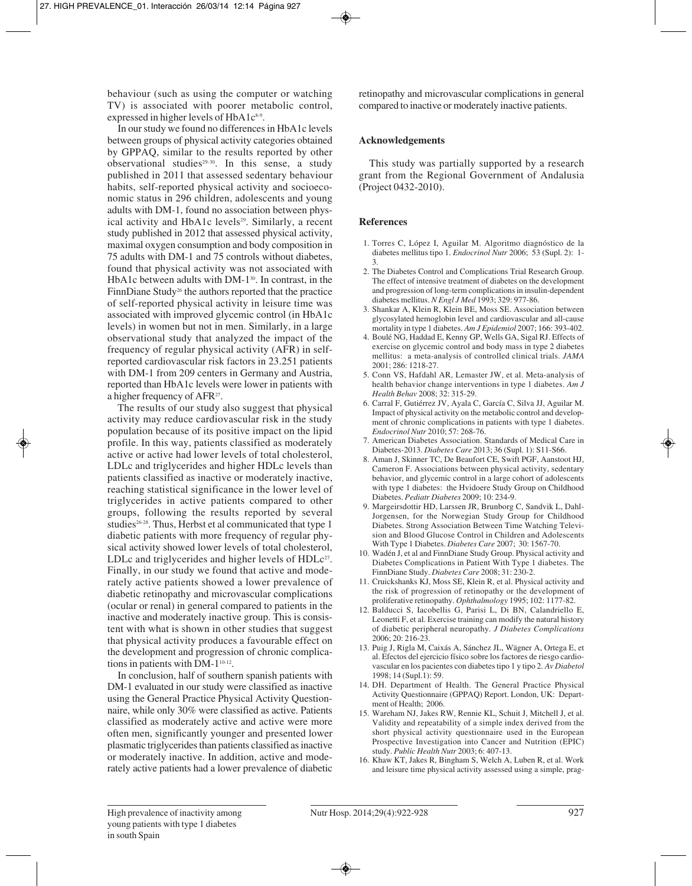behaviour (such as using the computer or watching TV) is associated with poorer metabolic control, expressed in higher levels of HbA1c[8-9].

In our study we found no differences in HbA1c levels between groups of physical activity categories obtained by GPPAQ, similar to the results reported by other observational studies[29-30]. In this sense, a study published in 2011 that assessed sedentary behaviour habits, self-reported physical activity and socioeconomic status in 296 children, adolescents and young adults with DM-1, found no association between physical activity and HbA1c levels[29]. Similarly, a recent study published in 2012 that assessed physical activity, maximal oxygen consumption and body composition in 75 adults with DM-1 and 75 controls without diabetes, found that physical activity was not associated with HbA1c between adults with DM-1[30]. In contrast, in the FinnDiane Study[26] the authors reported that the practice of self-reported physical activity in leisure time was associated with improved glycemic control (in HbA1c levels) in women but not in men. Similarly, in a large observational study that analyzed the impact of the frequency of regular physical activity (AFR) in self-reported cardiovascular risk factors in 23.251 patients with DM-1 from 209 centers in Germany and Austria, reported than HbA1c levels were lower in patients with a higher frequency of AFR[27].

The results of our study also suggest that physical activity may reduce cardiovascular risk in the study population because of its positive impact on the lipid profile. In this way, patients classified as moderately active or active had lower levels of total cholesterol, LDLc and triglycerides and higher HDLc levels than patients classified as inactive or moderately inactive, reaching statistical significance in the lower level of triglycerides in active patients compared to other groups, following the results reported by several studies[26-28]. Thus, Herbst et al communicated that type 1 diabetic patients with more frequency of regular physical activity showed lower levels of total cholesterol, LDLc and triglycerides and higher levels of HDLc[27]. Finally, in our study we found that active and moderately active patients showed a lower prevalence of diabetic retinopathy and microvascular complications (ocular or renal) in general compared to patients in the inactive and moderately inactive group. This is consistent with what is shown in other studies that suggest that physical activity produces a favourable effect on the development and progression of chronic complications in patients with DM-1[10-12].

In conclusion, half of southern spanish patients with DM-1 evaluated in our study were classified as inactive using the General Practice Physical Activity Questionnaire, while only 30% were classified as active. Patients classified as moderately active and active were more often men, significantly younger and presented lower plasmatic triglycerides than patients classified as inactive or moderately inactive. In addition, active and moderately active patients had a lower prevalence of diabetic retinopathy and microvascular complications in general compared to inactive or moderately inactive patients.

## Acknowledgements

This study was partially supported by a research grant from the Regional Government of Andalusia (Project 0432-2010).

## References

1. Torres C, López I, Aguilar M. Algoritmo diagnóstico de la diabetes mellitus tipo 1. *Endocrinol Nutr* 2006; 53 (Supl. 2): 1-3.
2. The Diabetes Control and Complications Trial Research Group. The effect of intensive treatment of diabetes on the development and progression of long-term complications in insulin-dependent diabetes mellitus. *N Engl J Med* 1993; 329: 977-86.
3. Shankar A, Klein R, Klein BE, Moss SE. Association between glycosylated hemoglobin level and cardiovascular and all-cause mortality in type 1 diabetes. *Am J Epidemiol* 2007; 166: 393-402.
4. Boulé NG, Haddad E, Kenny GP, Wells GA, Sigal RJ. Effects of exercise on glycemic control and body mass in type 2 diabetes mellitus: a meta-analysis of controlled clinical trials. *JAMA* 2001; 286: 1218-27.
5. Conn VS, Hafdahl AR, Lemaster JW, et al. Meta-analysis of health behavior change interventions in type 1 diabetes. *Am J Health Behav* 2008; 32: 315-29.
6. Carral F, Gutiérrez JV, Ayala C, García C, Silva JJ, Aguilar M. Impact of physical activity on the metabolic control and development of chronic complications in patients with type 1 diabetes. *Endocrinol Nutr* 2010; 57: 268-76.
7. American Diabetes Association. Standards of Medical Care in Diabetes-2013. *Diabetes Care* 2013; 36 (Supl. 1): S11-S66.
8. Aman J, Skinner TC, De Beaufort CE, Swift PGF, Aanstoot HJ, Cameron F. Associations between physical activity, sedentary behavior, and glycemic control in a large cohort of adolescents with type 1 diabetes: the Hvidoere Study Group on Childhood Diabetes. *Pediatr Diabetes* 2009; 10: 234-9.
9. Margeirsdottir HD, Larssen JR, Brunborg C, Sandvik L, Dahl-Jorgensen, for the Norwegian Study Group for Childhood Diabetes. Strong Association Between Time Watching Television and Blood Glucose Control in Children and Adolescents With Type 1 Diabetes. *Diabetes Care* 2007; 30: 1567-70.
10. Wadén J, et al and FinnDiane Study Group. Physical activity and Diabetes Complications in Patient With Type 1 diabetes. The FinnDiane Study. *Diabetes Care* 2008; 31: 230-2.
11. Cruickshanks KJ, Moss SE, Klein R, et al. Physical activity and the risk of progression of retinopathy or the development of proliferative retinopathy. *Ophthalmology* 1995; 102: 1177-82.
12. Balducci S, Iacobellis G, Parisi L, Di BN, Calandriello E, Leonetti F, et al. Exercise training can modify the natural history of diabetic peripheral neuropathy. *J Diabetes Complications* 2006; 20: 216-23.
13. Puig J, Rigla M, Caixás A, Sánchez JL, Wägner A, Ortega E, et al. Efectos del ejercicio físico sobre los factores de riesgo cardiovascular en los pacientes con diabetes tipo 1 y tipo 2. *Av Diabetol* 1998; 14 (Supl.1): 59.
14. DH. Department of Health. The General Practice Physical Activity Questionnaire (GPPAQ) Report. London, UK: Department of Health; 2006.
15. Wareham NJ, Jakes RW, Rennie KL, Schuit J, Mitchell J, et al. Validity and repeatability of a simple index derived from the short physical activity questionnaire used in the European Prospective Investigation into Cancer and Nutrition (EPIC) study. *Public Health Nutr* 2003; 6: 407-13.
16. Khaw KT, Jakes R, Bingham S, Welch A, Luben R, et al. Work and leisure time physical activity assessed using a simple, prag-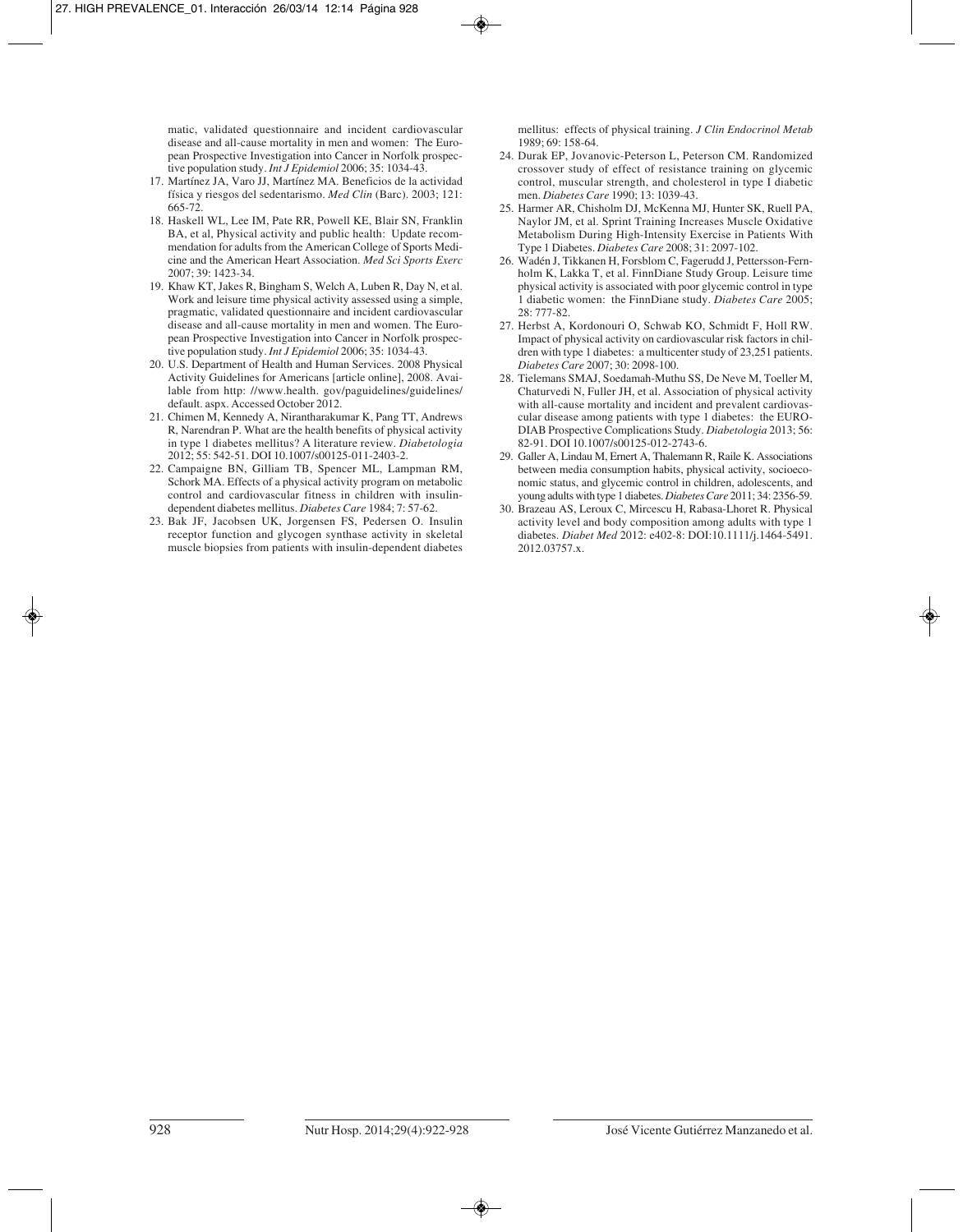matic, validated questionnaire and incident cardiovascular disease and all-cause mortality in men and women: The European Prospective Investigation into Cancer in Norfolk prospective population study. *Int J Epidemiol* 2006; 35: 1034-43.

17. Martínez JA, Varo JJ, Martínez MA. Beneficios de la actividad física y riesgos del sedentarismo. *Med Clin* (Barc). 2003; 121: 665-72.
18. Haskell WL, Lee IM, Pate RR, Powell KE, Blair SN, Franklin BA, et al, Physical activity and public health: Update recommendation for adults from the American College of Sports Medicine and the American Heart Association. *Med Sci Sports Exerc* 2007; 39: 1423-34.
19. Khaw KT, Jakes R, Bingham S, Welch A, Luben R, Day N, et al. Work and leisure time physical activity assessed using a simple, pragmatic, validated questionnaire and incident cardiovascular disease and all-cause mortality in men and women. The European Prospective Investigation into Cancer in Norfolk prospective population study. *Int J Epidemiol* 2006; 35: 1034-43.
20. U.S. Department of Health and Human Services. 2008 Physical Activity Guidelines for Americans [article online], 2008. Available from http: //www.health. gov/paguidelines/guidelines/ default. aspx. Accessed October 2012.
21. Chimen M, Kennedy A, Nirantharakumar K, Pang TT, Andrews R, Narendran P. What are the health benefits of physical activity in type 1 diabetes mellitus? A literature review. *Diabetologia* 2012; 55: 542-51. DOI 10.1007/s00125-011-2403-2.
22. Campaigne BN, Gilliam TB, Spencer ML, Lampman RM, Schork MA. Effects of a physical activity program on metabolic control and cardiovascular fitness in children with insulin-dependent diabetes mellitus. *Diabetes Care* 1984; 7: 57-62.
23. Bak JF, Jacobsen UK, Jorgensen FS, Pedersen O. Insulin receptor function and glycogen synthase activity in skeletal muscle biopsies from patients with insulin-dependent diabetes mellitus: effects of physical training. *J Clin Endocrinol Metab* 1989; 69: 158-64.
24. Durak EP, Jovanovic-Peterson L, Peterson CM. Randomized crossover study of effect of resistance training on glycemic control, muscular strength, and cholesterol in type I diabetic men. *Diabetes Care* 1990; 13: 1039-43.
25. Harmer AR, Chisholm DJ, McKenna MJ, Hunter SK, Ruell PA, Naylor JM, et al. Sprint Training Increases Muscle Oxidative Metabolism During High-Intensity Exercise in Patients With Type 1 Diabetes. *Diabetes Care* 2008; 31: 2097-102.
26. Wadén J, Tikkanen H, Forsblom C, Fagerudd J, Pettersson-Fernholm K, Lakka T, et al. FinnDiane Study Group. Leisure time physical activity is associated with poor glycemic control in type 1 diabetic women: the FinnDiane study. *Diabetes Care* 2005; 28: 777-82.
27. Herbst A, Kordonouri O, Schwab KO, Schmidt F, Holl RW. Impact of physical activity on cardiovascular risk factors in children with type 1 diabetes: a multicenter study of 23,251 patients. *Diabetes Care* 2007; 30: 2098-100.
28. Tielemans SMAJ, Soedamah-Muthu SS, De Neve M, Toeller M, Chaturvedi N, Fuller JH, et al. Association of physical activity with all-cause mortality and incident and prevalent cardiovascular disease among patients with type 1 diabetes: the EURO-DIAB Prospective Complications Study. *Diabetologia* 2013; 56: 82-91. DOI 10.1007/s00125-012-2743-6.
29. Galler A, Lindau M, Ernert A, Thalemann R, Raile K. Associations between media consumption habits, physical activity, socioeconomic status, and glycemic control in children, adolescents, and young adults with type 1 diabetes. *Diabetes Care* 2011; 34: 2356-59.
30. Brazeau AS, Leroux C, Mircescu H, Rabasa-Lhoret R. Physical activity level and body composition among adults with type 1 diabetes. *Diabet Med* 2012: e402-8: DOI:10.1111/j.1464-5491. 2012.03757.x.